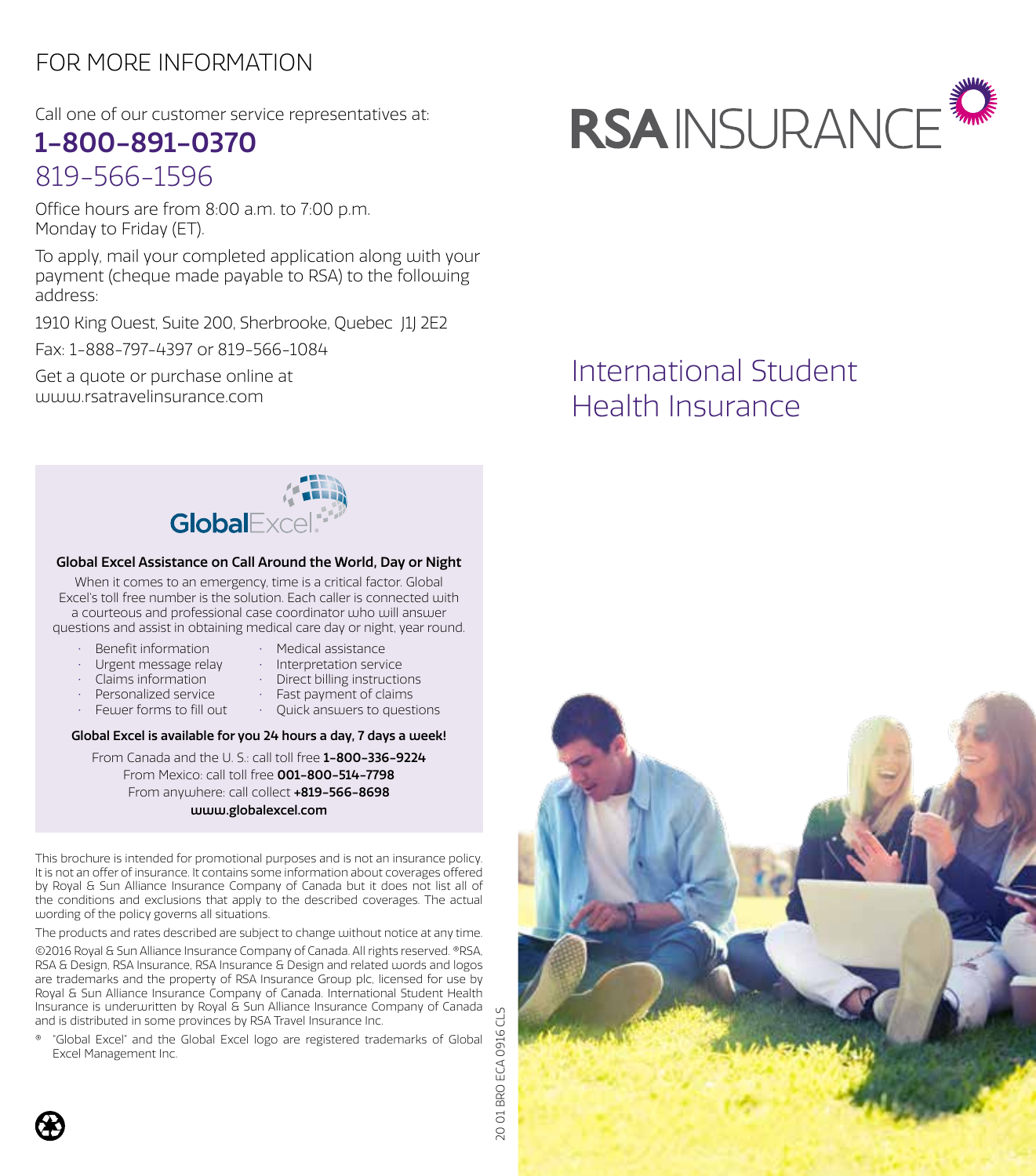## FOR MORE INFORMATION

Call one of our customer service representatives at:

**1-800-891-0370**

819-566-1596

Office hours are from 8:00 a.m. to 7:00 p.m. Monday to Friday (ET).

To apply, mail your completed application along with your payment (cheque made payable to RSA) to the following address:

1910 King Ouest, Suite 200, Sherbrooke, Quebec J1J 2E2

Fax: 1-888-797-4397 or 819-566-1084

Get a quote or purchase online at www.rsatravelinsurance.com

GlobalExcel

**Global Excel Assistance on Call Around the World, Day or Night**

When it comes to an emergency, time is a critical factor. Global Excel's toll free number is the solution. Each caller is connected with a courteous and professional case coordinator who will answer questions and assist in obtaining medical care day or night, year round.

- Benefit information
- Urgent message relay
- Claims information
- Personalized service
- Fewer forms to fill out
- Medical assistance
- Interpretation service
- Direct billing instructions
- Fast payment of claims
- Quick answers to questions

**Global Excel is available for you 24 hours a day, 7 days a week!**

From Canada and the U. S.: call toll free **1-800-336-9224**
From Mexico: call toll free **001-800-514-7798**
From anywhere: call collect **+819-566-8698**
**www.globalexcel.com**

This brochure is intended for promotional purposes and is not an insurance policy. It is not an offer of insurance. It contains some information about coverages offered by Royal & Sun Alliance Insurance Company of Canada but it does not list all of the conditions and exclusions that apply to the described coverages. The actual wording of the policy governs all situations.

The products and rates described are subject to change without notice at any time.

©2016 Royal & Sun Alliance Insurance Company of Canada. All rights reserved. ®RSA, RSA & Design, RSA Insurance, RSA Insurance & Design and related words and logos are trademarks and the property of RSA Insurance Group plc, licensed for use by Royal & Sun Alliance Insurance Company of Canada. International Student Health Insurance is underwritten by Royal & Sun Alliance Insurance Company of Canada and is distributed in some provinces by RSA Travel Insurance Inc.

® "Global Excel" and the Global Excel logo are registered trademarks of Global Excel Management Inc.

20 01 BRO ECA 0916 CLS

# RSA INSURANCE

## International Student Health Insurance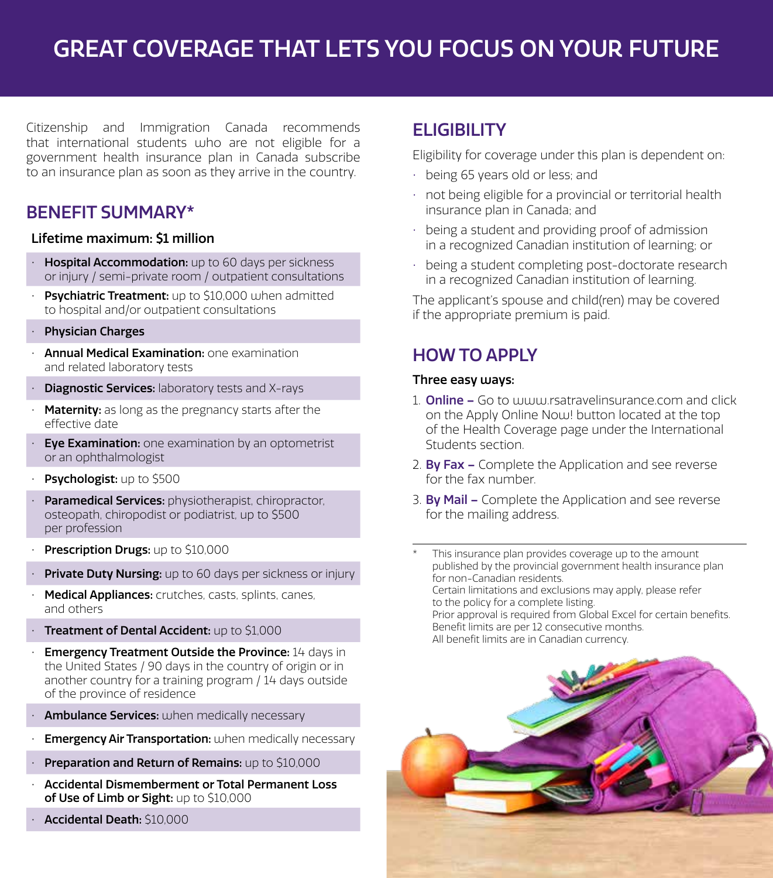# GREAT COVERAGE THAT LETS YOU FOCUS ON YOUR FUTURE

Citizenship and Immigration Canada recommends that international students who are not eligible for a government health insurance plan in Canada subscribe to an insurance plan as soon as they arrive in the country.

## BENEFIT SUMMARY*

**Lifetime maximum: $1 million**

- **Hospital Accommodation:** up to 60 days per sickness or injury / semi-private room / outpatient consultations
- **Psychiatric Treatment:** up to $10,000 when admitted to hospital and/or outpatient consultations
- **Physician Charges**
- **Annual Medical Examination:** one examination and related laboratory tests
- **Diagnostic Services:** laboratory tests and X-rays
- **Maternity:** as long as the pregnancy starts after the effective date
- **Eye Examination:** one examination by an optometrist or an ophthalmologist
- **Psychologist:** up to $500
- **Paramedical Services:** physiotherapist, chiropractor, osteopath, chiropodist or podiatrist, up to $500 per profession
- **Prescription Drugs:** up to $10,000
- **Private Duty Nursing:** up to 60 days per sickness or injury
- **Medical Appliances:** crutches, casts, splints, canes, and others
- **Treatment of Dental Accident:** up to $1,000
- **Emergency Treatment Outside the Province:** 14 days in the United States / 90 days in the country of origin or in another country for a training program / 14 days outside of the province of residence
- **Ambulance Services:** when medically necessary
- **Emergency Air Transportation:** when medically necessary
- **Preparation and Return of Remains:** up to $10,000
- **Accidental Dismemberment or Total Permanent Loss of Use of Limb or Sight:** up to $10,000
- **Accidental Death:** $10,000

## ELIGIBILITY

Eligibility for coverage under this plan is dependent on:

- being 65 years old or less; and
- not being eligible for a provincial or territorial health insurance plan in Canada; and
- being a student and providing proof of admission in a recognized Canadian institution of learning; or
- being a student completing post-doctorate research in a recognized Canadian institution of learning.

The applicant's spouse and child(ren) may be covered if the appropriate premium is paid.

## HOW TO APPLY

**Three easy ways:**

1. **Online –** Go to www.rsatravelinsurance.com and click on the Apply Online Now! button located at the top of the Health Coverage page under the International Students section.
2. **By Fax –** Complete the Application and see reverse for the fax number.
3. **By Mail –** Complete the Application and see reverse for the mailing address.

---

\* This insurance plan provides coverage up to the amount published by the provincial government health insurance plan for non-Canadian residents.
Certain limitations and exclusions may apply, please refer to the policy for a complete listing.
Prior approval is required from Global Excel for certain benefits.
Benefit limits are per 12 consecutive months.
All benefit limits are in Canadian currency.